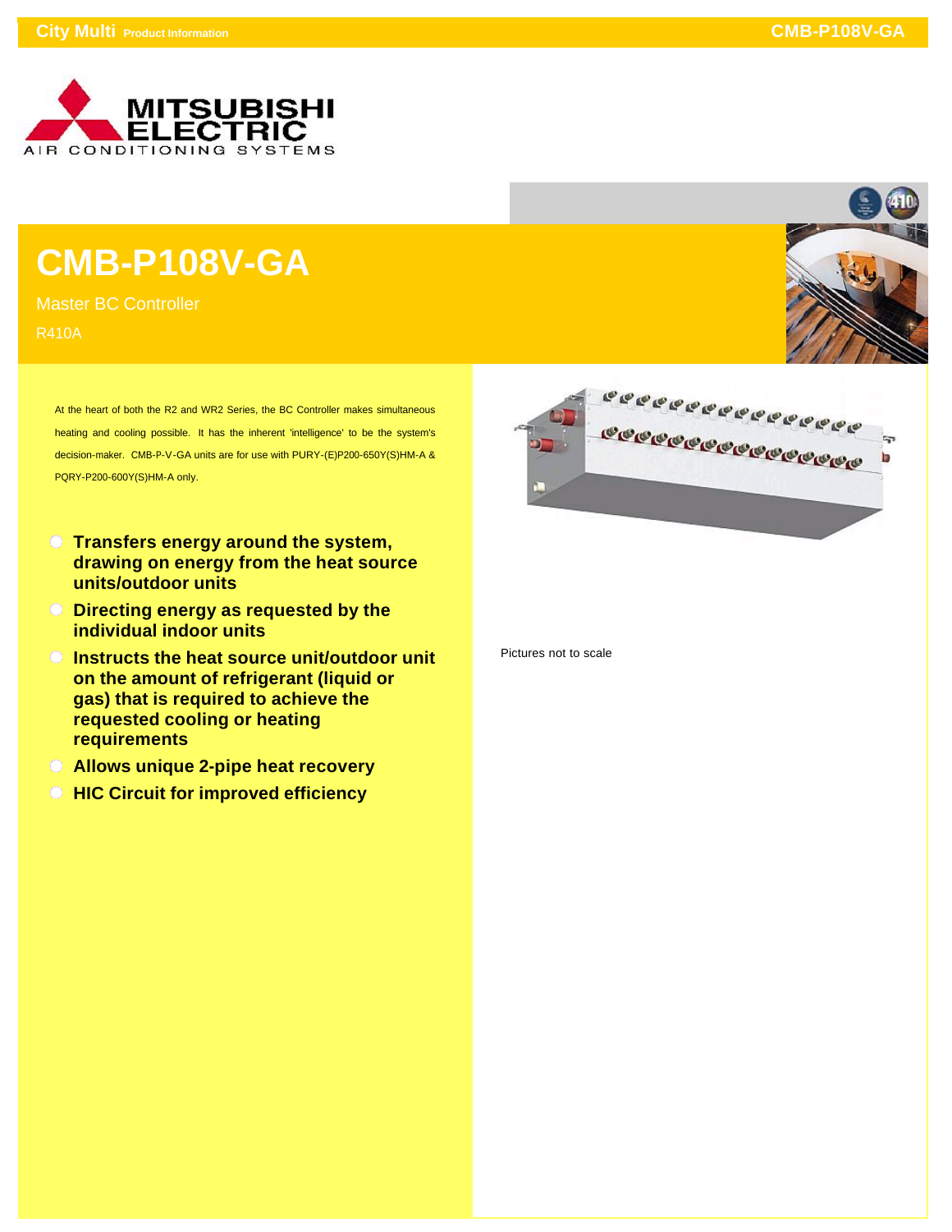# CMB-P108V-GA

Master BC Controller

R410A

At the heart of both the R2 and WR2 Series, the BC Controller makes simultaneous heating and cooling possible. It has the inherent 'intelligence' to be the system's decision-maker. CMB-P-V-GA units are for use with PURY-(E)P200-650Y(S)HM-A & PQRY-P200-600Y(S)HM-A only.

- **Transfers energy around the system, drawing on energy from the heat source units/outdoor units**
- **Directing energy as requested by the individual indoor units**
- **Instructs the heat source unit/outdoor unit on the amount of refrigerant (liquid or gas) that is required to achieve the requested cooling or heating requirements**
- **Allows unique 2-pipe heat recovery**
- **HIC Circuit for improved efficiency**

Pictures not to scale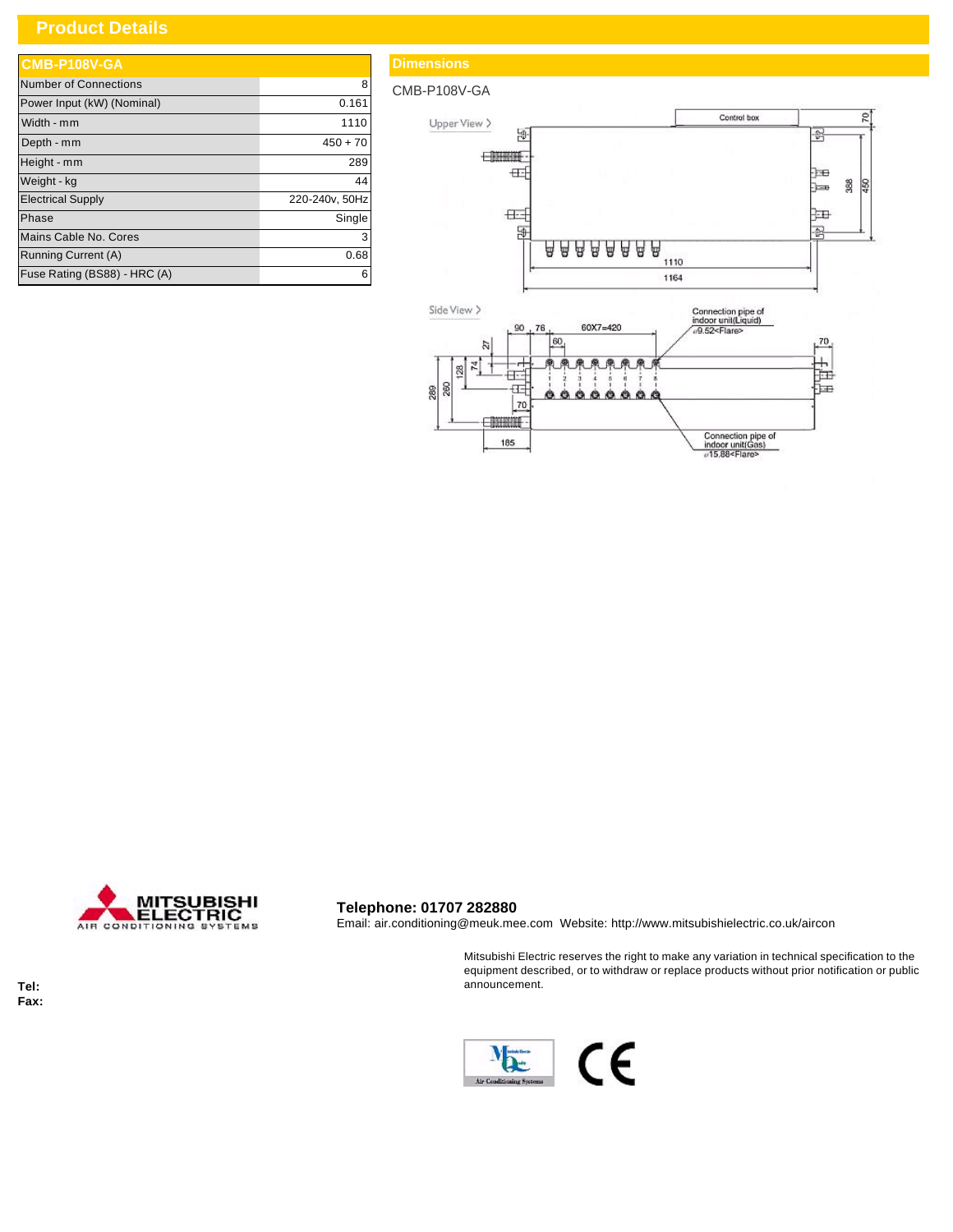## Product Details

| CMB-P108V-GA | |
|---|---|
| Number of Connections | 8 |
| Power Input (kW) (Nominal) | 0.161 |
| Width - mm | 1110 |
| Depth - mm | 450 + 70 |
| Height - mm | 289 |
| Weight - kg | 44 |
| Electrical Supply | 220-240v, 50Hz |
| Phase | Single |
| Mains Cable No. Cores | 3 |
| Running Current (A) | 0.68 |
| Fuse Rating (BS88) - HRC (A) | 6 |

### Dimensions

CMB-P108V-GA

Upper View
Control box
70
388
450
1110
1164

Side View
90
76
60X7=420
60
27
74
128
260
289
70
185
70
Connection pipe of indoor unit(Liquid) ø9.52<Flare>
Connection pipe of indoor unit(Gas) ø15.88<Flare>

MITSUBISHI ELECTRIC
AIR CONDITIONING SYSTEMS

**Telephone: 01707 282880**
Email: air.conditioning@meuk.mee.com Website: http://www.mitsubishielectric.co.uk/aircon

Mitsubishi Electric reserves the right to make any variation in technical specification to the equipment described, or to withdraw or replace products without prior notification or public announcement.

**Tel:**
**Fax:**

Air Conditioning Systems